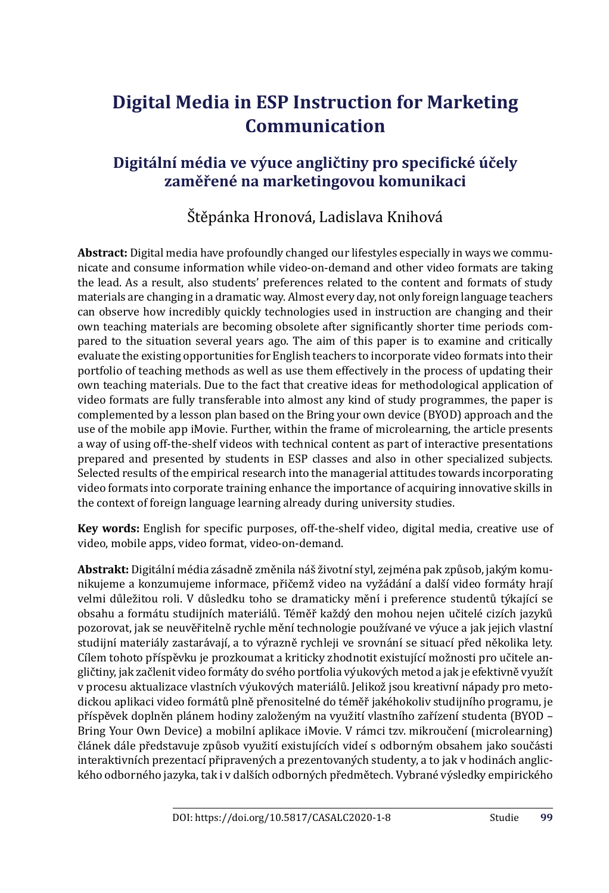# Digital Media in ESP Instruction for Marketing Communication

## Digitální média ve výuce angličtiny pro specifické účely zaměřené na marketingovou komunikaci

Štěpánka Hronová, Ladislava Knihová

**Abstract:** Digital media have profoundly changed our lifestyles especially in ways we communicate and consume information while video-on-demand and other video formats are taking the lead. As a result, also students' preferences related to the content and formats of study materials are changing in a dramatic way. Almost every day, not only foreign language teachers can observe how incredibly quickly technologies used in instruction are changing and their own teaching materials are becoming obsolete after significantly shorter time periods compared to the situation several years ago. The aim of this paper is to examine and critically evaluate the existing opportunities for English teachers to incorporate video formats into their portfolio of teaching methods as well as use them effectively in the process of updating their own teaching materials. Due to the fact that creative ideas for methodological application of video formats are fully transferable into almost any kind of study programmes, the paper is complemented by a lesson plan based on the Bring your own device (BYOD) approach and the use of the mobile app iMovie. Further, within the frame of microlearning, the article presents a way of using off-the-shelf videos with technical content as part of interactive presentations prepared and presented by students in ESP classes and also in other specialized subjects. Selected results of the empirical research into the managerial attitudes towards incorporating video formats into corporate training enhance the importance of acquiring innovative skills in the context of foreign language learning already during university studies.

**Key words:** English for specific purposes, off-the-shelf video, digital media, creative use of video, mobile apps, video format, video-on-demand.

**Abstrakt:** Digitální média zásadně změnila náš životní styl, zejména pak způsob, jakým komunikujeme a konzumujeme informace, přičemž video na vyžádání a další video formáty hrají velmi důležitou roli. V důsledku toho se dramaticky mění i preference studentů týkající se obsahu a formátu studijních materiálů. Téměř každý den mohou nejen učitelé cizích jazyků pozorovat, jak se neuvěřitelně rychle mění technologie používané ve výuce a jak jejich vlastní studijní materiály zastarávají, a to výrazně rychleji ve srovnání se situací před několika lety. Cílem tohoto příspěvku je prozkoumat a kriticky zhodnotit existující možnosti pro učitele angličtiny, jak začlenit video formáty do svého portfolia výukových metod a jak je efektivně využít v procesu aktualizace vlastních výukových materiálů. Jelikož jsou kreativní nápady pro metodickou aplikaci video formátů plně přenositelné do téměř jakéhokoliv studijního programu, je příspěvek doplněn plánem hodiny založeným na využití vlastního zařízení studenta (BYOD – Bring Your Own Device) a mobilní aplikace iMovie. V rámci tzv. mikroučení (microlearning) článek dále představuje způsob využití existujících videí s odborným obsahem jako součásti interaktivních prezentací připravených a prezentovaných studenty, a to jak v hodinách anglického odborného jazyka, tak i v dalších odborných předmětech. Vybrané výsledky empirického

DOI: https://doi.org/10.5817/CASALC2020-1-8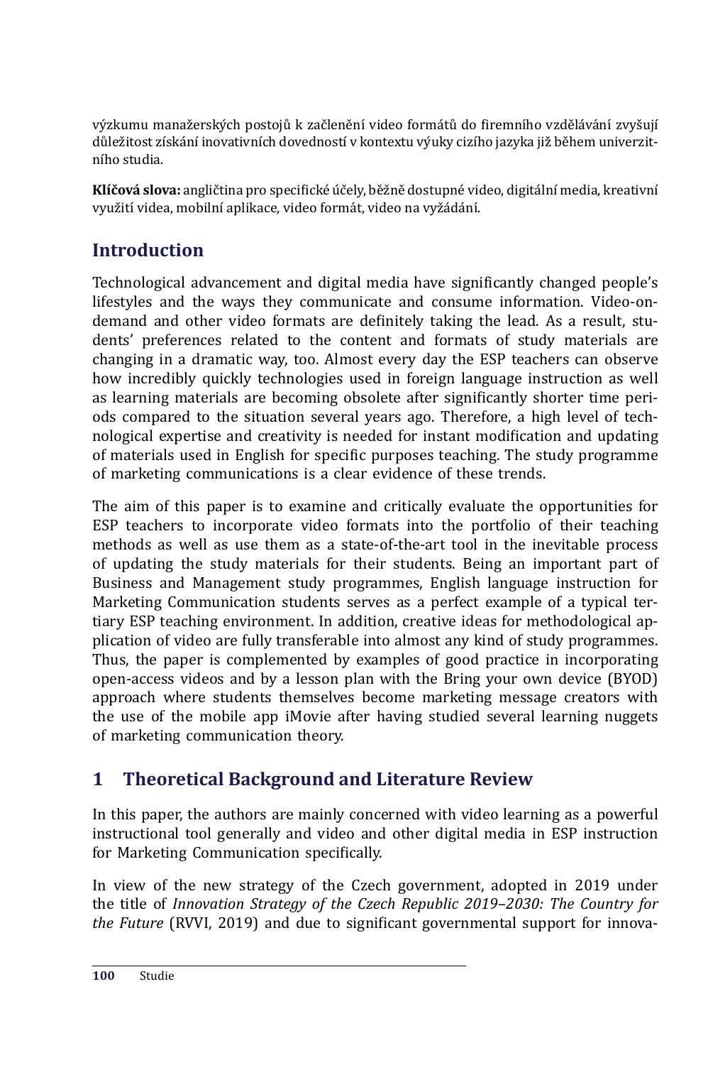výzkumu manažerských postojů k začlenění video formátů do firemního vzdělávání zvyšují důležitost získání inovativních dovedností v kontextu výuky cizího jazyka již během univerzitního studia.

**Klíčová slova:** angličtina pro specifické účely, běžně dostupné video, digitální media, kreativní využití videa, mobilní aplikace, video formát, video na vyžádání.

## Introduction

Technological advancement and digital media have significantly changed people's lifestyles and the ways they communicate and consume information. Video-on-demand and other video formats are definitely taking the lead. As a result, students' preferences related to the content and formats of study materials are changing in a dramatic way, too. Almost every day the ESP teachers can observe how incredibly quickly technologies used in foreign language instruction as well as learning materials are becoming obsolete after significantly shorter time periods compared to the situation several years ago. Therefore, a high level of technological expertise and creativity is needed for instant modification and updating of materials used in English for specific purposes teaching. The study programme of marketing communications is a clear evidence of these trends.

The aim of this paper is to examine and critically evaluate the opportunities for ESP teachers to incorporate video formats into the portfolio of their teaching methods as well as use them as a state-of-the-art tool in the inevitable process of updating the study materials for their students. Being an important part of Business and Management study programmes, English language instruction for Marketing Communication students serves as a perfect example of a typical tertiary ESP teaching environment. In addition, creative ideas for methodological application of video are fully transferable into almost any kind of study programmes. Thus, the paper is complemented by examples of good practice in incorporating open-access videos and by a lesson plan with the Bring your own device (BYOD) approach where students themselves become marketing message creators with the use of the mobile app iMovie after having studied several learning nuggets of marketing communication theory.

## 1 Theoretical Background and Literature Review

In this paper, the authors are mainly concerned with video learning as a powerful instructional tool generally and video and other digital media in ESP instruction for Marketing Communication specifically.

In view of the new strategy of the Czech government, adopted in 2019 under the title of *Innovation Strategy of the Czech Republic 2019–2030: The Country for the Future* (RVVI, 2019) and due to significant governmental support for innova-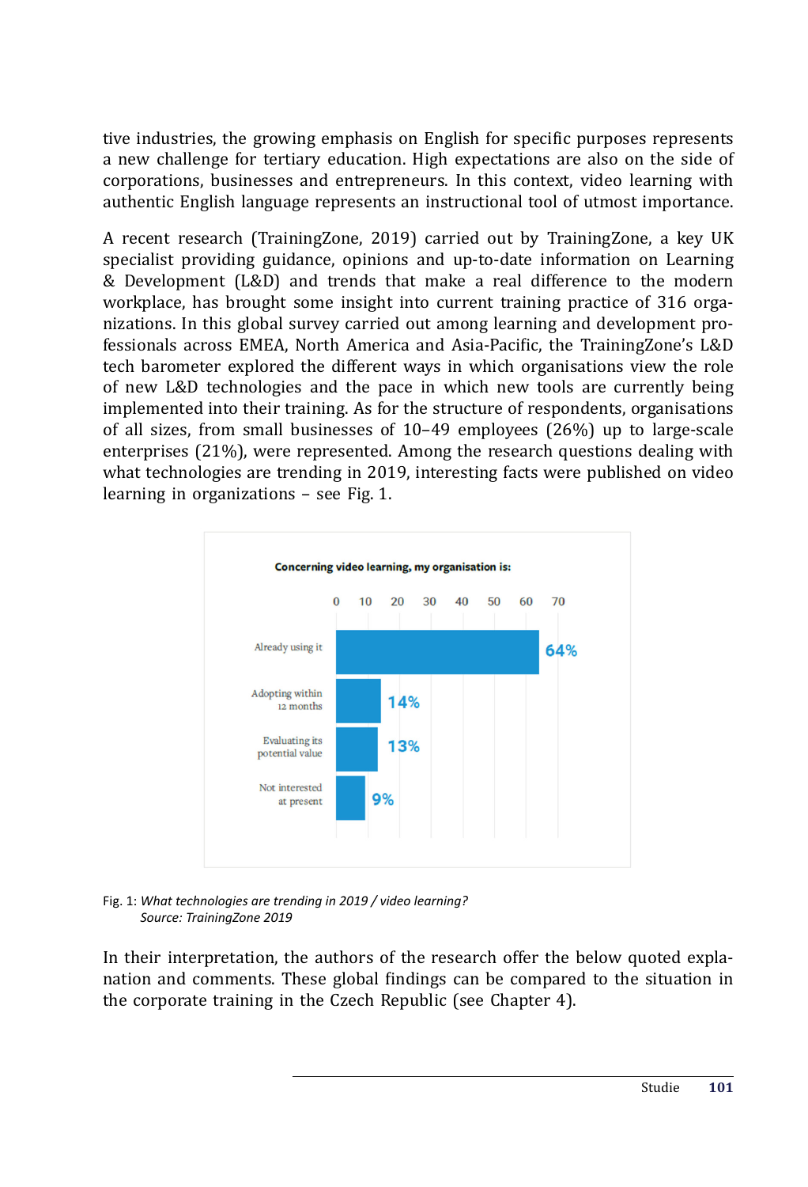tive industries, the growing emphasis on English for specific purposes represents a new challenge for tertiary education. High expectations are also on the side of corporations, businesses and entrepreneurs. In this context, video learning with authentic English language represents an instructional tool of utmost importance.

A recent research (TrainingZone, 2019) carried out by TrainingZone, a key UK specialist providing guidance, opinions and up-to-date information on Learning & Development (L&D) and trends that make a real difference to the modern workplace, has brought some insight into current training practice of 316 organizations. In this global survey carried out among learning and development professionals across EMEA, North America and Asia-Pacific, the TrainingZone's L&D tech barometer explored the different ways in which organisations view the role of new L&D technologies and the pace in which new tools are currently being implemented into their training. As for the structure of respondents, organisations of all sizes, from small businesses of 10–49 employees (26%) up to large-scale enterprises (21%), were represented. Among the research questions dealing with what technologies are trending in 2019, interesting facts were published on video learning in organizations – see Fig. 1.

**Concerning video learning, my organisation is:**

| Response | % |
|---|---|
| Already using it | 64% |
| Adopting within 12 months | 14% |
| Evaluating its potential value | 13% |
| Not interested at present | 9% |

Fig. 1: *What technologies are trending in 2019 / video learning?*
*Source: TrainingZone 2019*

In their interpretation, the authors of the research offer the below quoted explanation and comments. These global findings can be compared to the situation in the corporate training in the Czech Republic (see Chapter 4).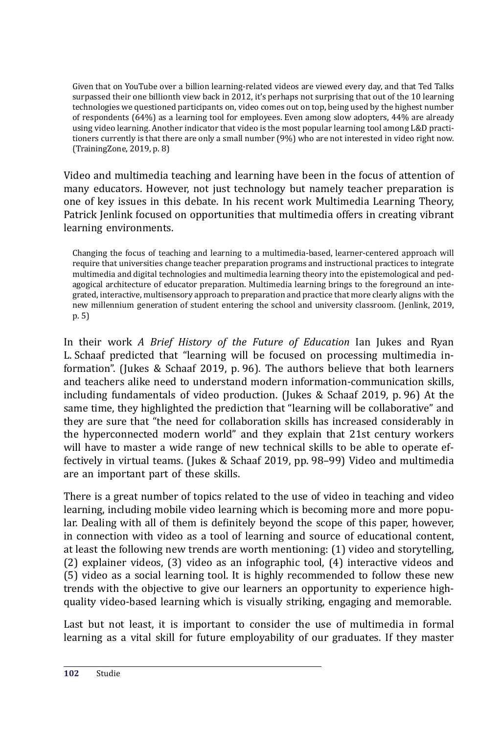> Given that on YouTube over a billion learning-related videos are viewed every day, and that Ted Talks surpassed their one billionth view back in 2012, it's perhaps not surprising that out of the 10 learning technologies we questioned participants on, video comes out on top, being used by the highest number of respondents (64%) as a learning tool for employees. Even among slow adopters, 44% are already using video learning. Another indicator that video is the most popular learning tool among L&D practitioners currently is that there are only a small number (9%) who are not interested in video right now. (TrainingZone, 2019, p. 8)

Video and multimedia teaching and learning have been in the focus of attention of many educators. However, not just technology but namely teacher preparation is one of key issues in this debate. In his recent work Multimedia Learning Theory, Patrick Jenlink focused on opportunities that multimedia offers in creating vibrant learning environments.

> Changing the focus of teaching and learning to a multimedia-based, learner-centered approach will require that universities change teacher preparation programs and instructional practices to integrate multimedia and digital technologies and multimedia learning theory into the epistemological and pedagogical architecture of educator preparation. Multimedia learning brings to the foreground an integrated, interactive, multisensory approach to preparation and practice that more clearly aligns with the new millennium generation of student entering the school and university classroom. (Jenlink, 2019, p. 5)

In their work *A Brief History of the Future of Education* Ian Jukes and Ryan L. Schaaf predicted that "learning will be focused on processing multimedia information". (Jukes & Schaaf 2019, p. 96). The authors believe that both learners and teachers alike need to understand modern information-communication skills, including fundamentals of video production. (Jukes & Schaaf 2019, p. 96) At the same time, they highlighted the prediction that "learning will be collaborative" and they are sure that "the need for collaboration skills has increased considerably in the hyperconnected modern world" and they explain that 21st century workers will have to master a wide range of new technical skills to be able to operate effectively in virtual teams. (Jukes & Schaaf 2019, pp. 98–99) Video and multimedia are an important part of these skills.

There is a great number of topics related to the use of video in teaching and video learning, including mobile video learning which is becoming more and more popular. Dealing with all of them is definitely beyond the scope of this paper, however, in connection with video as a tool of learning and source of educational content, at least the following new trends are worth mentioning: (1) video and storytelling, (2) explainer videos, (3) video as an infographic tool, (4) interactive videos and (5) video as a social learning tool. It is highly recommended to follow these new trends with the objective to give our learners an opportunity to experience high-quality video-based learning which is visually striking, engaging and memorable.

Last but not least, it is important to consider the use of multimedia in formal learning as a vital skill for future employability of our graduates. If they master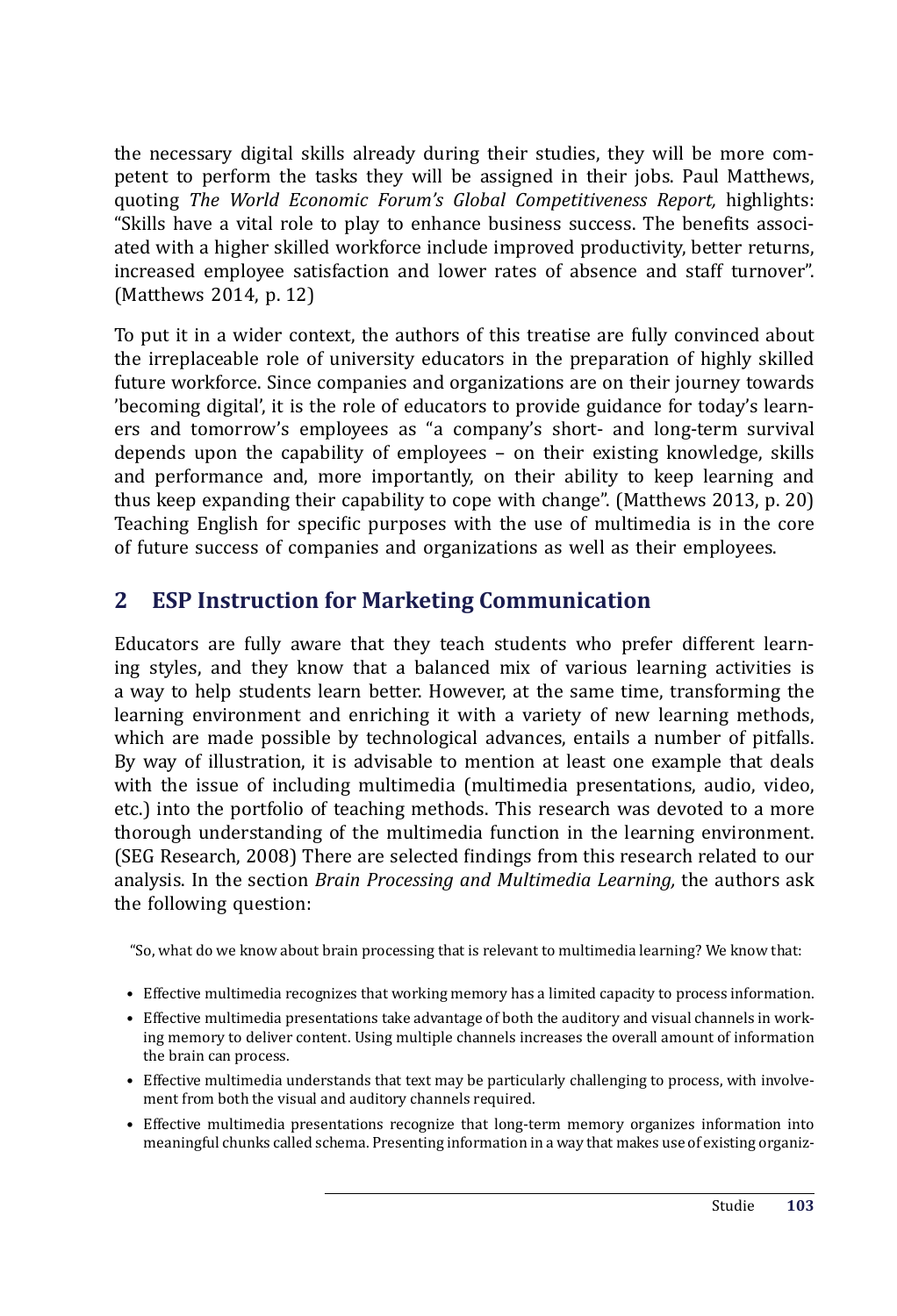the necessary digital skills already during their studies, they will be more competent to perform the tasks they will be assigned in their jobs. Paul Matthews, quoting *The World Economic Forum's Global Competitiveness Report,* highlights: "Skills have a vital role to play to enhance business success. The benefits associated with a higher skilled workforce include improved productivity, better returns, increased employee satisfaction and lower rates of absence and staff turnover". (Matthews 2014, p. 12)

To put it in a wider context, the authors of this treatise are fully convinced about the irreplaceable role of university educators in the preparation of highly skilled future workforce. Since companies and organizations are on their journey towards 'becoming digital', it is the role of educators to provide guidance for today's learners and tomorrow's employees as "a company's short- and long-term survival depends upon the capability of employees – on their existing knowledge, skills and performance and, more importantly, on their ability to keep learning and thus keep expanding their capability to cope with change". (Matthews 2013, p. 20) Teaching English for specific purposes with the use of multimedia is in the core of future success of companies and organizations as well as their employees.

## 2 ESP Instruction for Marketing Communication

Educators are fully aware that they teach students who prefer different learning styles, and they know that a balanced mix of various learning activities is a way to help students learn better. However, at the same time, transforming the learning environment and enriching it with a variety of new learning methods, which are made possible by technological advances, entails a number of pitfalls. By way of illustration, it is advisable to mention at least one example that deals with the issue of including multimedia (multimedia presentations, audio, video, etc.) into the portfolio of teaching methods. This research was devoted to a more thorough understanding of the multimedia function in the learning environment. (SEG Research, 2008) There are selected findings from this research related to our analysis. In the section *Brain Processing and Multimedia Learning,* the authors ask the following question:

> "So, what do we know about brain processing that is relevant to multimedia learning? We know that:
>
> - Effective multimedia recognizes that working memory has a limited capacity to process information.
> - Effective multimedia presentations take advantage of both the auditory and visual channels in working memory to deliver content. Using multiple channels increases the overall amount of information the brain can process.
> - Effective multimedia understands that text may be particularly challenging to process, with involvement from both the visual and auditory channels required.
> - Effective multimedia presentations recognize that long-term memory organizes information into meaningful chunks called schema. Presenting information in a way that makes use of existing organiz-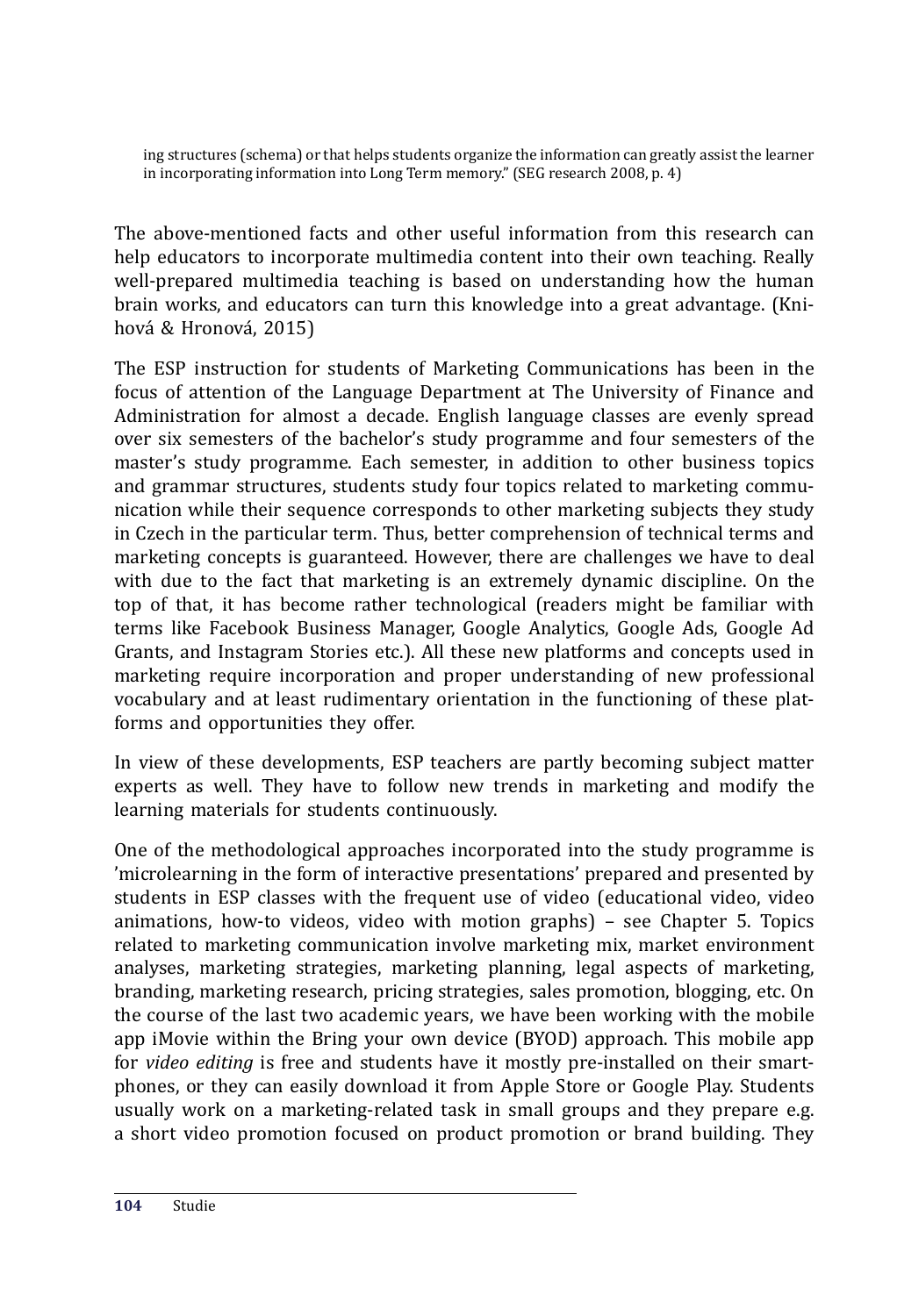ing structures (schema) or that helps students organize the information can greatly assist the learner in incorporating information into Long Term memory." (SEG research 2008, p. 4)

The above-mentioned facts and other useful information from this research can help educators to incorporate multimedia content into their own teaching. Really well-prepared multimedia teaching is based on understanding how the human brain works, and educators can turn this knowledge into a great advantage. (Knihová & Hronová, 2015)

The ESP instruction for students of Marketing Communications has been in the focus of attention of the Language Department at The University of Finance and Administration for almost a decade. English language classes are evenly spread over six semesters of the bachelor's study programme and four semesters of the master's study programme. Each semester, in addition to other business topics and grammar structures, students study four topics related to marketing communication while their sequence corresponds to other marketing subjects they study in Czech in the particular term. Thus, better comprehension of technical terms and marketing concepts is guaranteed. However, there are challenges we have to deal with due to the fact that marketing is an extremely dynamic discipline. On the top of that, it has become rather technological (readers might be familiar with terms like Facebook Business Manager, Google Analytics, Google Ads, Google Ad Grants, and Instagram Stories etc.). All these new platforms and concepts used in marketing require incorporation and proper understanding of new professional vocabulary and at least rudimentary orientation in the functioning of these platforms and opportunities they offer.

In view of these developments, ESP teachers are partly becoming subject matter experts as well. They have to follow new trends in marketing and modify the learning materials for students continuously.

One of the methodological approaches incorporated into the study programme is 'microlearning in the form of interactive presentations' prepared and presented by students in ESP classes with the frequent use of video (educational video, video animations, how-to videos, video with motion graphs) – see Chapter 5. Topics related to marketing communication involve marketing mix, market environment analyses, marketing strategies, marketing planning, legal aspects of marketing, branding, marketing research, pricing strategies, sales promotion, blogging, etc. On the course of the last two academic years, we have been working with the mobile app iMovie within the Bring your own device (BYOD) approach. This mobile app for *video editing* is free and students have it mostly pre-installed on their smartphones, or they can easily download it from Apple Store or Google Play. Students usually work on a marketing-related task in small groups and they prepare e.g. a short video promotion focused on product promotion or brand building. They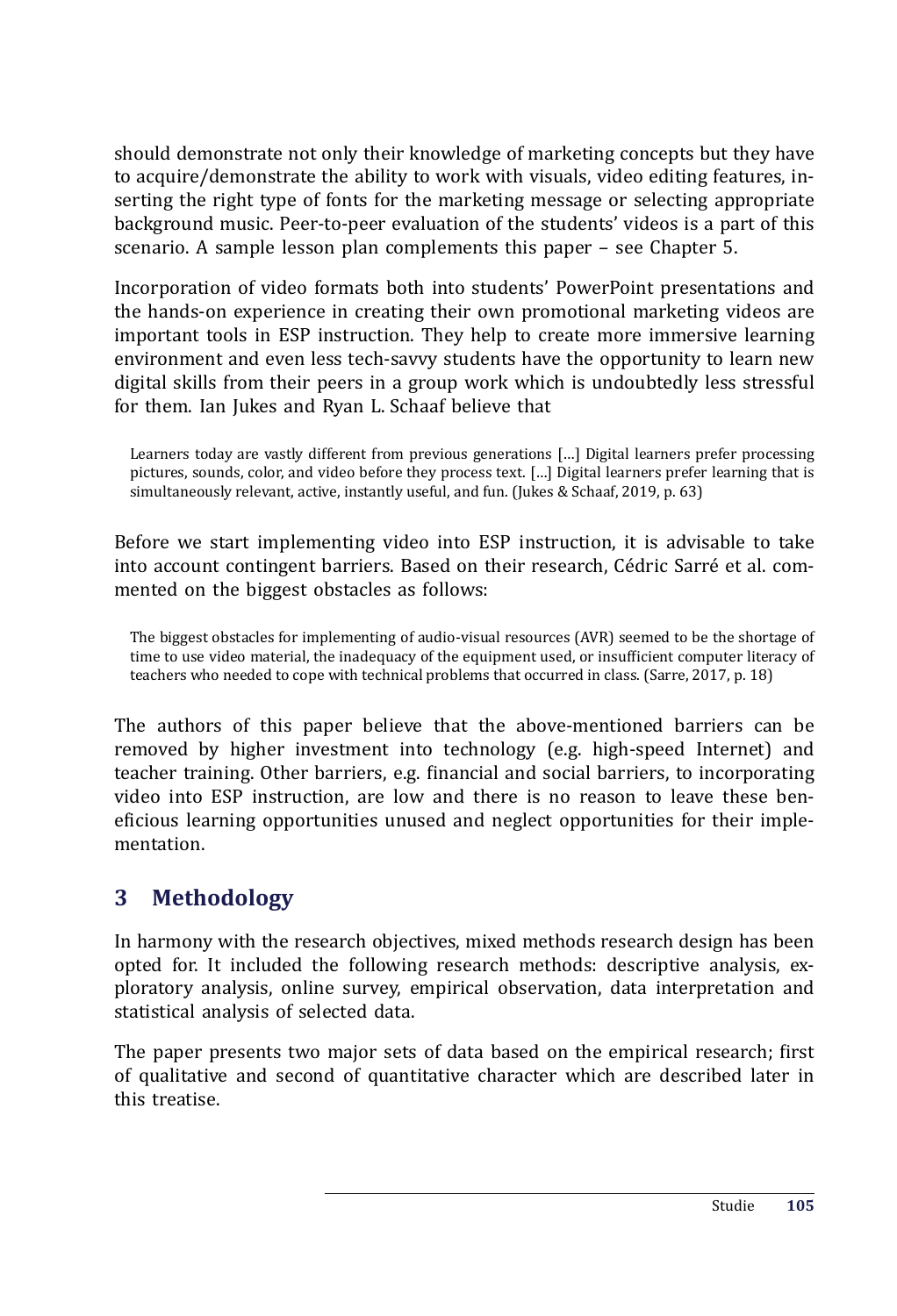should demonstrate not only their knowledge of marketing concepts but they have to acquire/demonstrate the ability to work with visuals, video editing features, inserting the right type of fonts for the marketing message or selecting appropriate background music. Peer-to-peer evaluation of the students' videos is a part of this scenario. A sample lesson plan complements this paper – see Chapter 5.

Incorporation of video formats both into students' PowerPoint presentations and the hands-on experience in creating their own promotional marketing videos are important tools in ESP instruction. They help to create more immersive learning environment and even less tech-savvy students have the opportunity to learn new digital skills from their peers in a group work which is undoubtedly less stressful for them. Ian Jukes and Ryan L. Schaaf believe that

> Learners today are vastly different from previous generations […] Digital learners prefer processing pictures, sounds, color, and video before they process text. […] Digital learners prefer learning that is simultaneously relevant, active, instantly useful, and fun. (Jukes & Schaaf, 2019, p. 63)

Before we start implementing video into ESP instruction, it is advisable to take into account contingent barriers. Based on their research, Cédric Sarré et al. commented on the biggest obstacles as follows:

> The biggest obstacles for implementing of audio-visual resources (AVR) seemed to be the shortage of time to use video material, the inadequacy of the equipment used, or insufficient computer literacy of teachers who needed to cope with technical problems that occurred in class. (Sarre, 2017, p. 18)

The authors of this paper believe that the above-mentioned barriers can be removed by higher investment into technology (e.g. high-speed Internet) and teacher training. Other barriers, e.g. financial and social barriers, to incorporating video into ESP instruction, are low and there is no reason to leave these beneficious learning opportunities unused and neglect opportunities for their implementation.

## 3 Methodology

In harmony with the research objectives, mixed methods research design has been opted for. It included the following research methods: descriptive analysis, exploratory analysis, online survey, empirical observation, data interpretation and statistical analysis of selected data.

The paper presents two major sets of data based on the empirical research; first of qualitative and second of quantitative character which are described later in this treatise.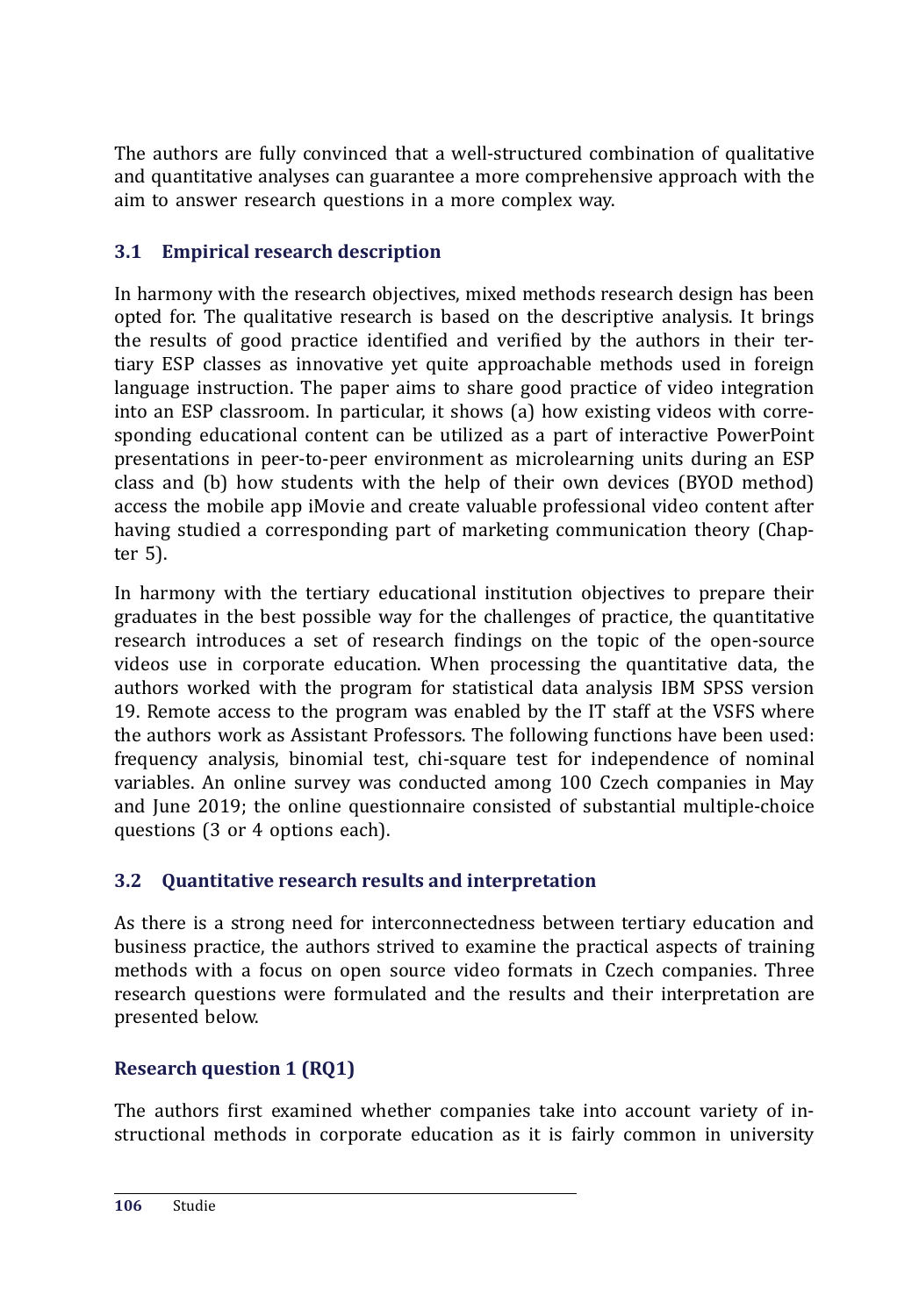The authors are fully convinced that a well-structured combination of qualitative and quantitative analyses can guarantee a more comprehensive approach with the aim to answer research questions in a more complex way.

## 3.1 Empirical research description

In harmony with the research objectives, mixed methods research design has been opted for. The qualitative research is based on the descriptive analysis. It brings the results of good practice identified and verified by the authors in their tertiary ESP classes as innovative yet quite approachable methods used in foreign language instruction. The paper aims to share good practice of video integration into an ESP classroom. In particular, it shows (a) how existing videos with corresponding educational content can be utilized as a part of interactive PowerPoint presentations in peer-to-peer environment as microlearning units during an ESP class and (b) how students with the help of their own devices (BYOD method) access the mobile app iMovie and create valuable professional video content after having studied a corresponding part of marketing communication theory (Chapter 5).

In harmony with the tertiary educational institution objectives to prepare their graduates in the best possible way for the challenges of practice, the quantitative research introduces a set of research findings on the topic of the open-source videos use in corporate education. When processing the quantitative data, the authors worked with the program for statistical data analysis IBM SPSS version 19. Remote access to the program was enabled by the IT staff at the VSFS where the authors work as Assistant Professors. The following functions have been used: frequency analysis, binomial test, chi-square test for independence of nominal variables. An online survey was conducted among 100 Czech companies in May and June 2019; the online questionnaire consisted of substantial multiple-choice questions (3 or 4 options each).

## 3.2 Quantitative research results and interpretation

As there is a strong need for interconnectedness between tertiary education and business practice, the authors strived to examine the practical aspects of training methods with a focus on open source video formats in Czech companies. Three research questions were formulated and the results and their interpretation are presented below.

### Research question 1 (RQ1)

The authors first examined whether companies take into account variety of instructional methods in corporate education as it is fairly common in university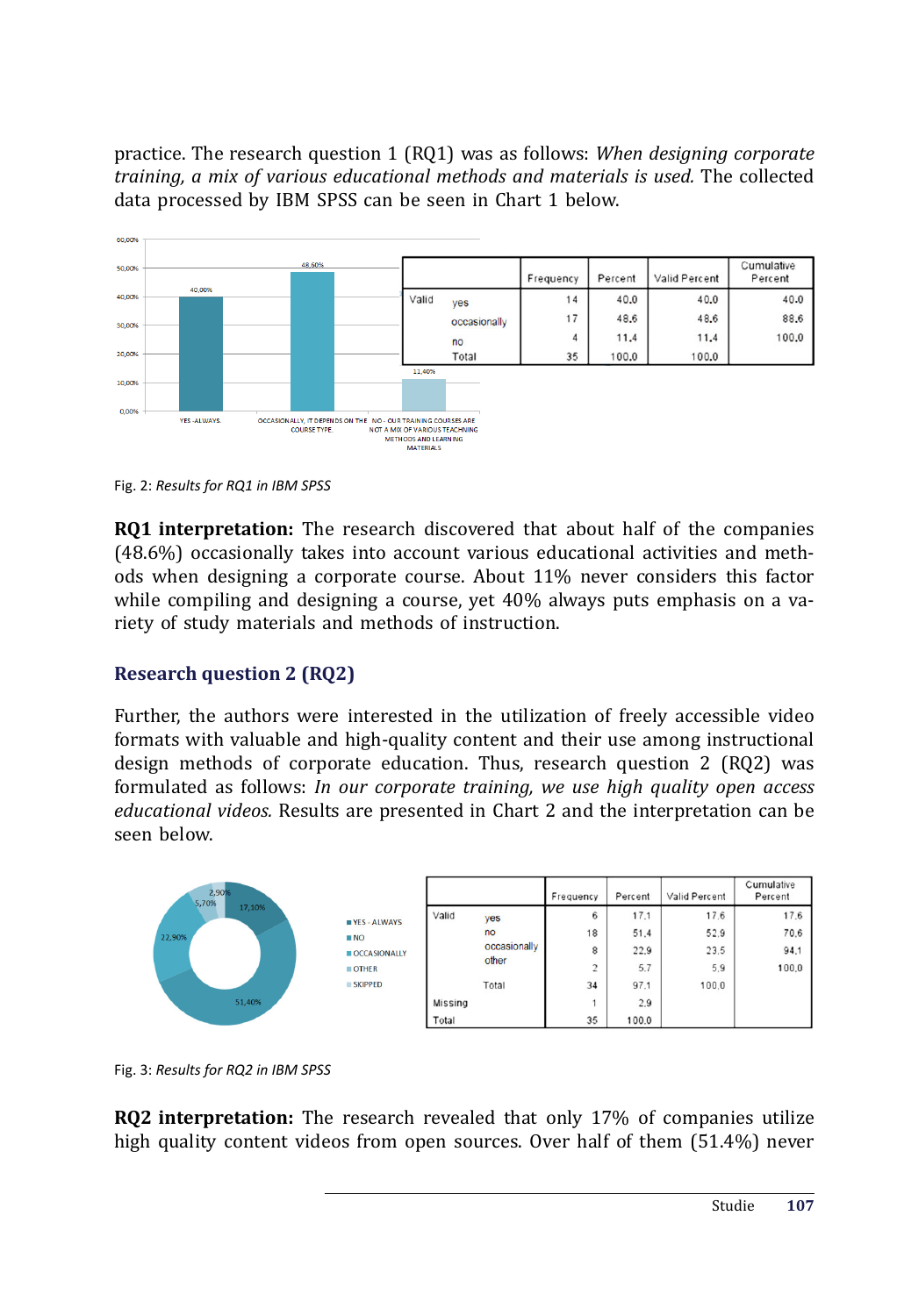practice. The research question 1 (RQ1) was as follows: *When designing corporate training, a mix of various educational methods and materials is used.* The collected data processed by IBM SPSS can be seen in Chart 1 below.

| | | Frequency | Percent | Valid Percent | Cumulative Percent |
|---|---|---|---|---|---|
| Valid | yes | 14 | 40.0 | 40.0 | 40.0 |
| | occasionally | 17 | 48.6 | 48.6 | 88.6 |
| | no | 4 | 11.4 | 11.4 | 100.0 |
| | Total | 35 | 100.0 | 100.0 | |

Fig. 2: *Results for RQ1 in IBM SPSS*

**RQ1 interpretation:** The research discovered that about half of the companies (48.6%) occasionally takes into account various educational activities and methods when designing a corporate course. About 11% never considers this factor while compiling and designing a course, yet 40% always puts emphasis on a variety of study materials and methods of instruction.

## Research question 2 (RQ2)

Further, the authors were interested in the utilization of freely accessible video formats with valuable and high-quality content and their use among instructional design methods of corporate education. Thus, research question 2 (RQ2) was formulated as follows: *In our corporate training, we use high quality open access educational videos.* Results are presented in Chart 2 and the interpretation can be seen below.

| | | Frequency | Percent | Valid Percent | Cumulative Percent |
|---|---|---|---|---|---|
| Valid | yes | 6 | 17.1 | 17.6 | 17.6 |
| | no | 18 | 51.4 | 52.9 | 70.6 |
| | occasionally | 8 | 22.9 | 23.5 | 94.1 |
| | other | 2 | 5.7 | 5.9 | 100.0 |
| | Total | 34 | 97.1 | 100.0 | |
| Missing | | 1 | 2.9 | | |
| Total | | 35 | 100.0 | | |

Fig. 3: *Results for RQ2 in IBM SPSS*

**RQ2 interpretation:** The research revealed that only 17% of companies utilize high quality content videos from open sources. Over half of them (51.4%) never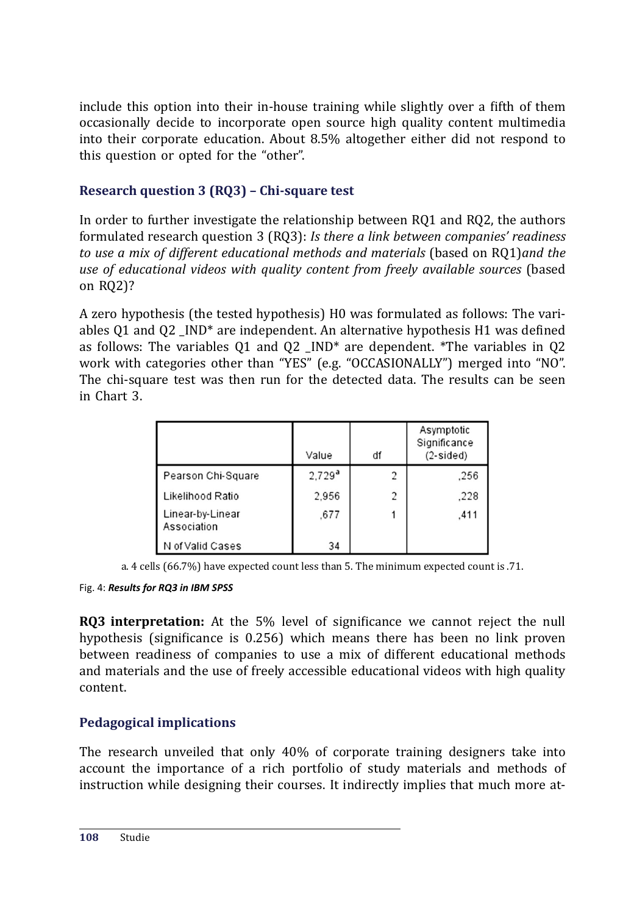include this option into their in-house training while slightly over a fifth of them occasionally decide to incorporate open source high quality content multimedia into their corporate education. About 8.5% altogether either did not respond to this question or opted for the "other".

### Research question 3 (RQ3) – Chi-square test

In order to further investigate the relationship between RQ1 and RQ2, the authors formulated research question 3 (RQ3): *Is there a link between companies' readiness to use a mix of different educational methods and materials* (based on RQ1)*and the use of educational videos with quality content from freely available sources* (based on RQ2)?

A zero hypothesis (the tested hypothesis) H0 was formulated as follows: The variables Q1 and Q2 _IND* are independent. An alternative hypothesis H1 was defined as follows: The variables Q1 and Q2 _IND* are dependent. *The variables in Q2 work with categories other than "YES" (e.g. "OCCASIONALLY") merged into "NO". The chi-square test was then run for the detected data. The results can be seen in Chart 3.

| | Value | df | Asymptotic Significance (2-sided) |
|---|---|---|---|
| Pearson Chi-Square | 2,729[a] | 2 | ,256 |
| Likelihood Ratio | 2,956 | 2 | ,228 |
| Linear-by-Linear Association | ,677 | 1 | ,411 |
| N of Valid Cases | 34 | | |

a. 4 cells (66.7%) have expected count less than 5. The minimum expected count is .71.

Fig. 4: ***Results for RQ3 in IBM SPSS***

**RQ3 interpretation:** At the 5% level of significance we cannot reject the null hypothesis (significance is 0.256) which means there has been no link proven between readiness of companies to use a mix of different educational methods and materials and the use of freely accessible educational videos with high quality content.

### Pedagogical implications

The research unveiled that only 40% of corporate training designers take into account the importance of a rich portfolio of study materials and methods of instruction while designing their courses. It indirectly implies that much more at-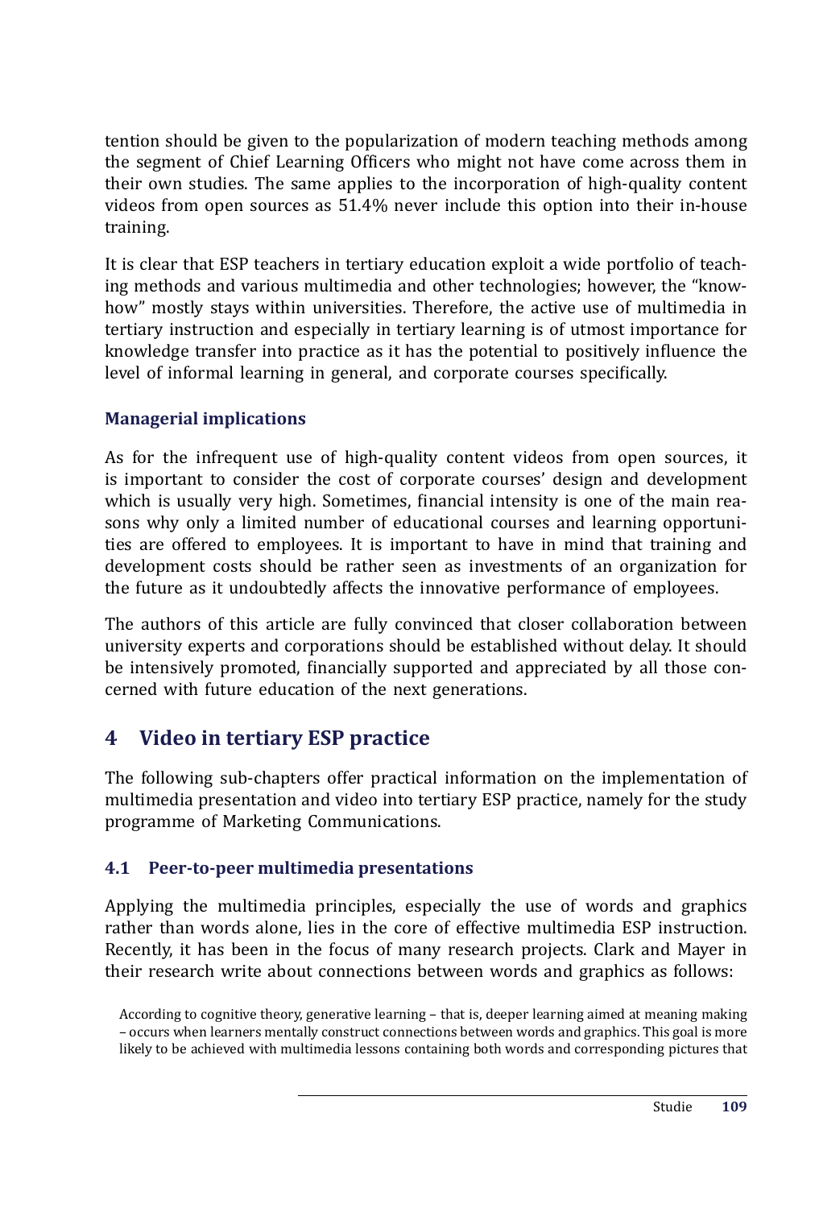tention should be given to the popularization of modern teaching methods among the segment of Chief Learning Officers who might not have come across them in their own studies. The same applies to the incorporation of high-quality content videos from open sources as 51.4% never include this option into their in-house training.

It is clear that ESP teachers in tertiary education exploit a wide portfolio of teaching methods and various multimedia and other technologies; however, the "know-how" mostly stays within universities. Therefore, the active use of multimedia in tertiary instruction and especially in tertiary learning is of utmost importance for knowledge transfer into practice as it has the potential to positively influence the level of informal learning in general, and corporate courses specifically.

### Managerial implications

As for the infrequent use of high-quality content videos from open sources, it is important to consider the cost of corporate courses' design and development which is usually very high. Sometimes, financial intensity is one of the main reasons why only a limited number of educational courses and learning opportunities are offered to employees. It is important to have in mind that training and development costs should be rather seen as investments of an organization for the future as it undoubtedly affects the innovative performance of employees.

The authors of this article are fully convinced that closer collaboration between university experts and corporations should be established without delay. It should be intensively promoted, financially supported and appreciated by all those concerned with future education of the next generations.

## 4 Video in tertiary ESP practice

The following sub-chapters offer practical information on the implementation of multimedia presentation and video into tertiary ESP practice, namely for the study programme of Marketing Communications.

### 4.1 Peer-to-peer multimedia presentations

Applying the multimedia principles, especially the use of words and graphics rather than words alone, lies in the core of effective multimedia ESP instruction. Recently, it has been in the focus of many research projects. Clark and Mayer in their research write about connections between words and graphics as follows:

> According to cognitive theory, generative learning – that is, deeper learning aimed at meaning making – occurs when learners mentally construct connections between words and graphics. This goal is more likely to be achieved with multimedia lessons containing both words and corresponding pictures that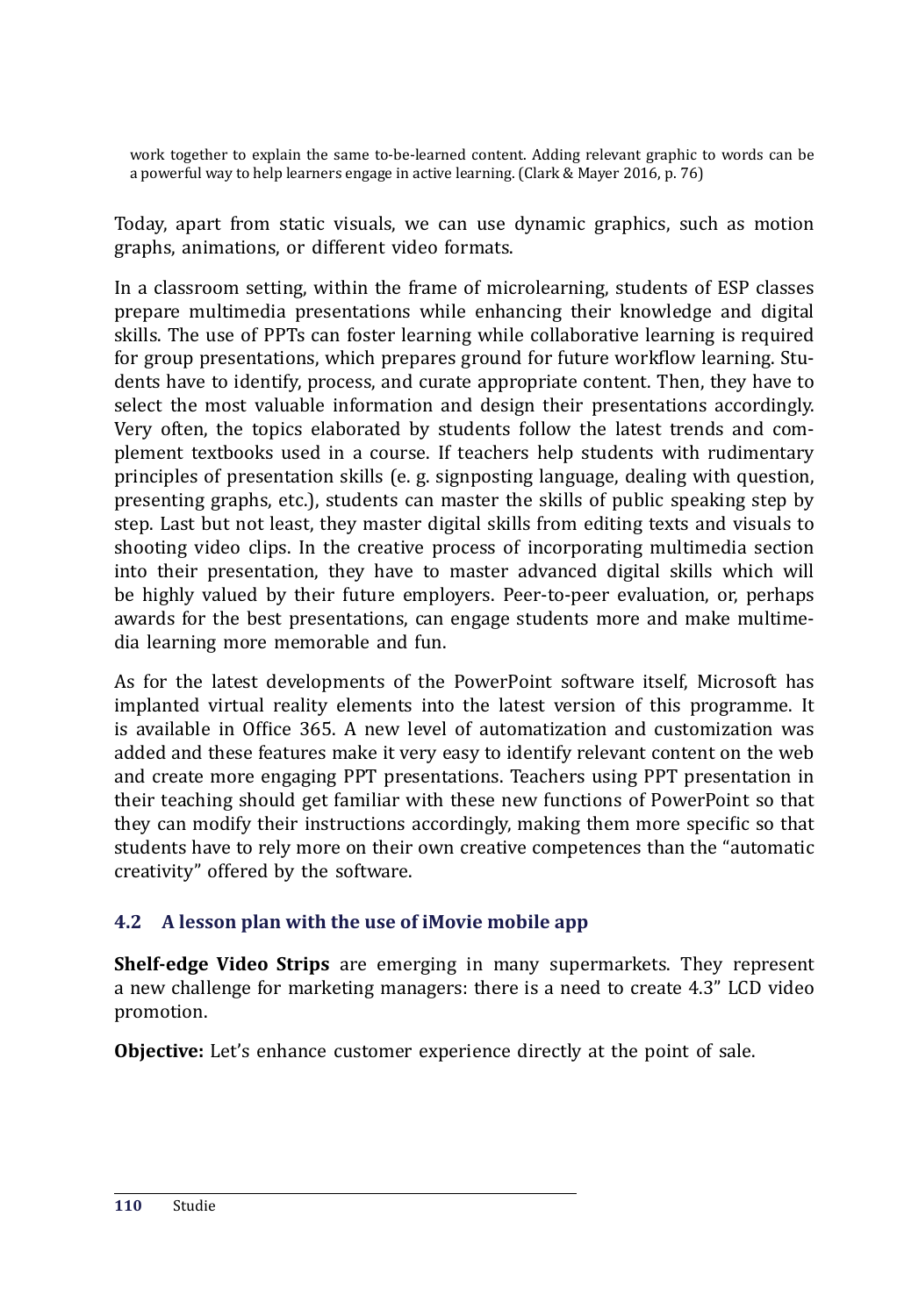> work together to explain the same to-be-learned content. Adding relevant graphic to words can be a powerful way to help learners engage in active learning. (Clark & Mayer 2016, p. 76)

Today, apart from static visuals, we can use dynamic graphics, such as motion graphs, animations, or different video formats.

In a classroom setting, within the frame of microlearning, students of ESP classes prepare multimedia presentations while enhancing their knowledge and digital skills. The use of PPTs can foster learning while collaborative learning is required for group presentations, which prepares ground for future workflow learning. Students have to identify, process, and curate appropriate content. Then, they have to select the most valuable information and design their presentations accordingly. Very often, the topics elaborated by students follow the latest trends and complement textbooks used in a course. If teachers help students with rudimentary principles of presentation skills (e. g. signposting language, dealing with question, presenting graphs, etc.), students can master the skills of public speaking step by step. Last but not least, they master digital skills from editing texts and visuals to shooting video clips. In the creative process of incorporating multimedia section into their presentation, they have to master advanced digital skills which will be highly valued by their future employers. Peer-to-peer evaluation, or, perhaps awards for the best presentations, can engage students more and make multimedia learning more memorable and fun.

As for the latest developments of the PowerPoint software itself, Microsoft has implanted virtual reality elements into the latest version of this programme. It is available in Office 365. A new level of automatization and customization was added and these features make it very easy to identify relevant content on the web and create more engaging PPT presentations. Teachers using PPT presentation in their teaching should get familiar with these new functions of PowerPoint so that they can modify their instructions accordingly, making them more specific so that students have to rely more on their own creative competences than the "automatic creativity" offered by the software.

### 4.2 A lesson plan with the use of iMovie mobile app

**Shelf-edge Video Strips** are emerging in many supermarkets. They represent a new challenge for marketing managers: there is a need to create 4.3" LCD video promotion.

**Objective:** Let's enhance customer experience directly at the point of sale.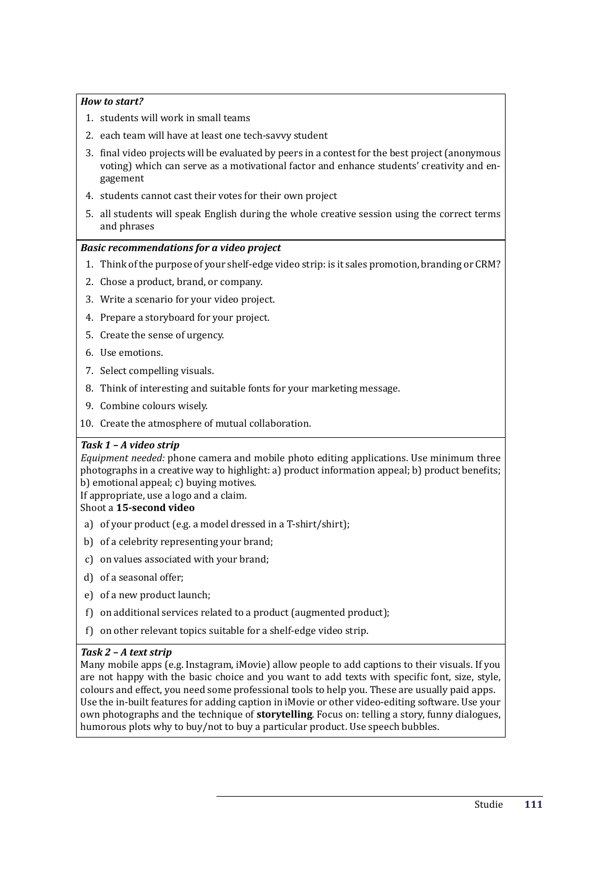***How to start?***

1. students will work in small teams
2. each team will have at least one tech-savvy student
3. final video projects will be evaluated by peers in a contest for the best project (anonymous voting) which can serve as a motivational factor and enhance students' creativity and engagement
4. students cannot cast their votes for their own project
5. all students will speak English during the whole creative session using the correct terms and phrases

***Basic recommendations for a video project***

1. Think of the purpose of your shelf-edge video strip: is it sales promotion, branding or CRM?
2. Chose a product, brand, or company.
3. Write a scenario for your video project.
4. Prepare a storyboard for your project.
5. Create the sense of urgency.
6. Use emotions.
7. Select compelling visuals.
8. Think of interesting and suitable fonts for your marketing message.
9. Combine colours wisely.
10. Create the atmosphere of mutual collaboration.

***Task 1 – A video strip***

*Equipment needed:* phone camera and mobile photo editing applications. Use minimum three photographs in a creative way to highlight: a) product information appeal; b) product benefits; b) emotional appeal; c) buying motives.
If appropriate, use a logo and a claim.
Shoot a **15-second video**

a) of your product (e.g. a model dressed in a T-shirt/shirt);
b) of a celebrity representing your brand;
c) on values associated with your brand;
d) of a seasonal offer;
e) of a new product launch;
f) on additional services related to a product (augmented product);
f) on other relevant topics suitable for a shelf-edge video strip.

***Task 2 – A text strip***

Many mobile apps (e.g. Instagram, iMovie) allow people to add captions to their visuals. If you are not happy with the basic choice and you want to add texts with specific font, size, style, colours and effect, you need some professional tools to help you. These are usually paid apps. Use the in-built features for adding caption in iMovie or other video-editing software. Use your own photographs and the technique of **storytelling**. Focus on: telling a story, funny dialogues, humorous plots why to buy/not to buy a particular product. Use speech bubbles.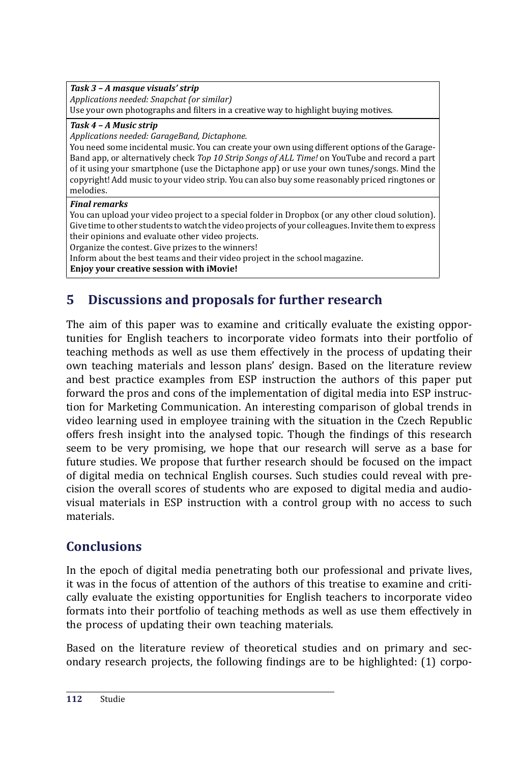***Task 3 – A masque visuals' strip***
*Applications needed: Snapchat (or similar)*
Use your own photographs and filters in a creative way to highlight buying motives.

***Task 4 – A Music strip***
*Applications needed: GarageBand, Dictaphone.*
You need some incidental music. You can create your own using different options of the GarageBand app, or alternatively check *Top 10 Strip Songs of ALL Time!* on YouTube and record a part of it using your smartphone (use the Dictaphone app) or use your own tunes/songs. Mind the copyright! Add music to your video strip. You can also buy some reasonably priced ringtones or melodies.

***Final remarks***
You can upload your video project to a special folder in Dropbox (or any other cloud solution). Give time to other students to watch the video projects of your colleagues. Invite them to express their opinions and evaluate other video projects.
Organize the contest. Give prizes to the winners!
Inform about the best teams and their video project in the school magazine.
**Enjoy your creative session with iMovie!**

## 5 Discussions and proposals for further research

The aim of this paper was to examine and critically evaluate the existing opportunities for English teachers to incorporate video formats into their portfolio of teaching methods as well as use them effectively in the process of updating their own teaching materials and lesson plans' design. Based on the literature review and best practice examples from ESP instruction the authors of this paper put forward the pros and cons of the implementation of digital media into ESP instruction for Marketing Communication. An interesting comparison of global trends in video learning used in employee training with the situation in the Czech Republic offers fresh insight into the analysed topic. Though the findings of this research seem to be very promising, we hope that our research will serve as a base for future studies. We propose that further research should be focused on the impact of digital media on technical English courses. Such studies could reveal with precision the overall scores of students who are exposed to digital media and audio-visual materials in ESP instruction with a control group with no access to such materials.

## Conclusions

In the epoch of digital media penetrating both our professional and private lives, it was in the focus of attention of the authors of this treatise to examine and critically evaluate the existing opportunities for English teachers to incorporate video formats into their portfolio of teaching methods as well as use them effectively in the process of updating their own teaching materials.

Based on the literature review of theoretical studies and on primary and secondary research projects, the following findings are to be highlighted: (1) corpo-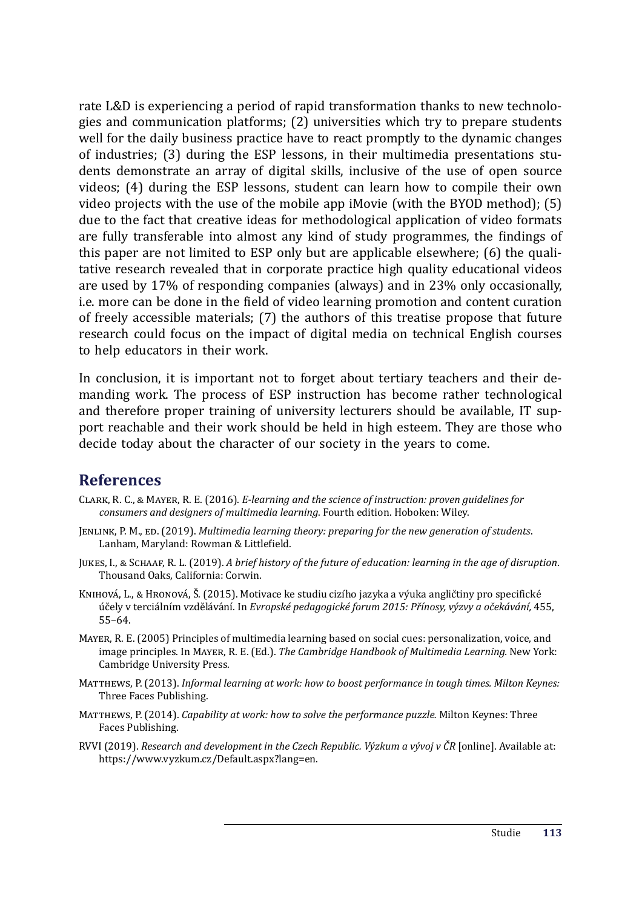rate L&D is experiencing a period of rapid transformation thanks to new technologies and communication platforms; (2) universities which try to prepare students well for the daily business practice have to react promptly to the dynamic changes of industries; (3) during the ESP lessons, in their multimedia presentations students demonstrate an array of digital skills, inclusive of the use of open source videos; (4) during the ESP lessons, student can learn how to compile their own video projects with the use of the mobile app iMovie (with the BYOD method); (5) due to the fact that creative ideas for methodological application of video formats are fully transferable into almost any kind of study programmes, the findings of this paper are not limited to ESP only but are applicable elsewhere; (6) the qualitative research revealed that in corporate practice high quality educational videos are used by 17% of responding companies (always) and in 23% only occasionally, i.e. more can be done in the field of video learning promotion and content curation of freely accessible materials; (7) the authors of this treatise propose that future research could focus on the impact of digital media on technical English courses to help educators in their work.

In conclusion, it is important not to forget about tertiary teachers and their demanding work. The process of ESP instruction has become rather technological and therefore proper training of university lecturers should be available, IT support reachable and their work should be held in high esteem. They are those who decide today about the character of our society in the years to come.

## References

Clark, R. C., & Mayer, R. E. (2016). *E-learning and the science of instruction: proven guidelines for consumers and designers of multimedia learning*. Fourth edition. Hoboken: Wiley.

Jenlink, P. M., ed. (2019). *Multimedia learning theory: preparing for the new generation of students*. Lanham, Maryland: Rowman & Littlefield.

Jukes, I., & Schaaf, R. L. (2019). *A brief history of the future of education: learning in the age of disruption*. Thousand Oaks, California: Corwin.

Knihová, L., & Hronová, Š. (2015). Motivace ke studiu cizího jazyka a výuka angličtiny pro specifické účely v terciálním vzdělávání. In *Evropské pedagogické forum 2015: Přínosy, výzvy a očekávání,* 455, 55–64.

Mayer, R. E. (2005) Principles of multimedia learning based on social cues: personalization, voice, and image principles. In Mayer, R. E. (Ed.). *The Cambridge Handbook of Multimedia Learning.* New York: Cambridge University Press.

Matthews, P. (2013). *Informal learning at work: how to boost performance in tough times. Milton Keynes:* Three Faces Publishing.

Matthews, P. (2014). *Capability at work: how to solve the performance puzzle.* Milton Keynes: Three Faces Publishing.

RVVI (2019). *Research and development in the Czech Republic. Výzkum a vývoj v ČR* [online]. Available at: https://www.vyzkum.cz/Default.aspx?lang=en.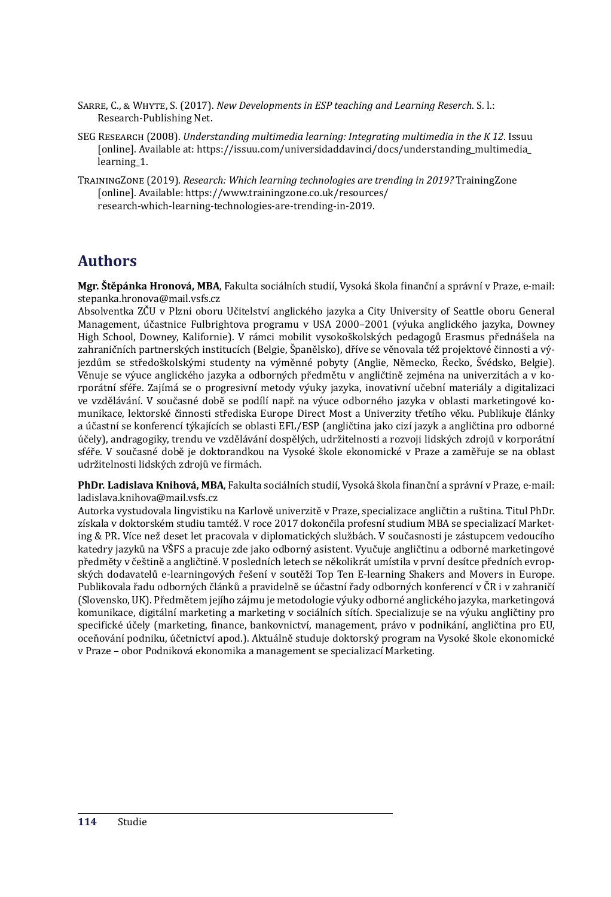Sarre, C., & Whyte, S. (2017). *New Developments in ESP teaching and Learning Reserch.* S. l.: Research-Publishing Net.

SEG Research (2008). *Understanding multimedia learning: Integrating multimedia in the K 12*. Issuu [online]. Available at: https://issuu.com/universidaddavinci/docs/understanding_multimedia_learning_1.

TrainingZone (2019). *Research: Which learning technologies are trending in 2019?* TrainingZone [online]. Available: https://www.trainingzone.co.uk/resources/research-which-learning-technologies-are-trending-in-2019.

## Authors

**Mgr. Štěpánka Hronová, MBA**, Fakulta sociálních studií, Vysoká škola finanční a správní v Praze, e-mail: stepanka.hronova@mail.vsfs.cz

Absolventka ZČU v Plzni oboru Učitelství anglického jazyka a City University of Seattle oboru General Management, účastnice Fulbrightova programu v USA 2000–2001 (výuka anglického jazyka, Downey High School, Downey, Kalifornie). V rámci mobilit vysokoškolských pedagogů Erasmus přednášela na zahraničních partnerských institucích (Belgie, Španělsko), dříve se věnovala též projektové činnosti a výjezdům se středoškolskými studenty na výměnné pobyty (Anglie, Německo, Řecko, Švédsko, Belgie). Věnuje se výuce anglického jazyka a odborných předmětu v angličtině zejména na univerzitách a v korporátní sféře. Zajímá se o progresivní metody výuky jazyka, inovativní učební materiály a digitalizaci ve vzdělávání. V současné době se podílí např. na výuce odborného jazyka v oblasti marketingové komunikace, lektorské činnosti střediska Europe Direct Most a Univerzity třetího věku. Publikuje články a účastní se konferencí týkajících se oblasti EFL/ESP (angličtina jako cizí jazyk a angličtina pro odborné účely), andragogiky, trendu ve vzdělávání dospělých, udržitelnosti a rozvoji lidských zdrojů v korporátní sféře. V současné době je doktorandkou na Vysoké škole ekonomické v Praze a zaměřuje se na oblast udržitelnosti lidských zdrojů ve firmách.

**PhDr. Ladislava Knihová, MBA**, Fakulta sociálních studií, Vysoká škola finanční a správní v Praze, e-mail: ladislava.knihova@mail.vsfs.cz

Autorka vystudovala lingvistiku na Karlově univerzitě v Praze, specializace angličtin a ruština. Titul PhDr. získala v doktorském studiu tamtéž. V roce 2017 dokončila profesní studium MBA se specializací Marketing & PR. Více než deset let pracovala v diplomatických službách. V současnosti je zástupcem vedoucího katedry jazyků na VŠFS a pracuje zde jako odborný asistent. Vyučuje angličtinu a odborné marketingové předměty v češtině a angličtině. V posledních letech se několikrát umístila v první desítce předních evropských dodavatelů e-learningových řešení v soutěži Top Ten E-learning Shakers and Movers in Europe. Publikovala řadu odborných článků a pravidelně se účastní řady odborných konferencí v ČR i v zahraničí (Slovensko, UK). Předmětem jejího zájmu je metodologie výuky odborné anglického jazyka, marketingová komunikace, digitální marketing a marketing v sociálních sítích. Specializuje se na výuku angličtiny pro specifické účely (marketing, finance, bankovnictví, management, právo v podnikání, angličtina pro EU, oceňování podniku, účetnictví apod.). Aktuálně studuje doktorský program na Vysoké škole ekonomické v Praze – obor Podniková ekonomika a management se specializací Marketing.